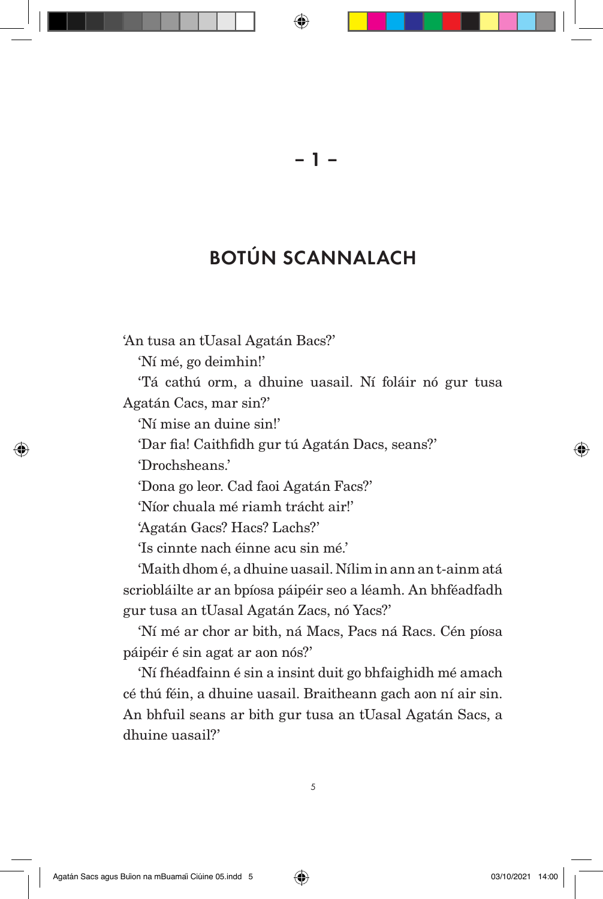– 1 –

# BOTÚN SCANNALACH

'An tusa an tUasal Agatán Bacs?'

'Ní mé, go deimhin!'

'Tá cathú orm, a dhuine uasail. Ní foláir nó gur tusa Agatán Cacs, mar sin?'

'Ní mise an duine sin!'

'Dar fia! Caithfidh gur tú Agatán Dacs, seans?'

'Drochsheans.'

'Dona go leor. Cad faoi Agatán Facs?'

'Níor chuala mé riamh trácht air!'

'Agatán Gacs? Hacs? Lachs?'

'Is cinnte nach éinne acu sin mé.'

'Maith dhom é, a dhuine uasail. Nílim in ann an t-ainm atá scribláilte ar an bpíosa páipéir seo a léamh. An bhféadfadh gur tusa an tUasal Agatán Zacs, nó Yacs?'

'Ní mé ar chor ar bith, ná Macs, Pacs ná Racs. Cén píosa páipéir é sin agat ar aon nós?'

'Ní fhéadfainn é sin a insint duit go bhfaighidh mé amach cé thú féin, a dhuine uasail. Braitheann gach aon ní air sin. An bhfuil seans ar bith gur tusa an tUasal Agatán Sacs, a dhuine uasail?'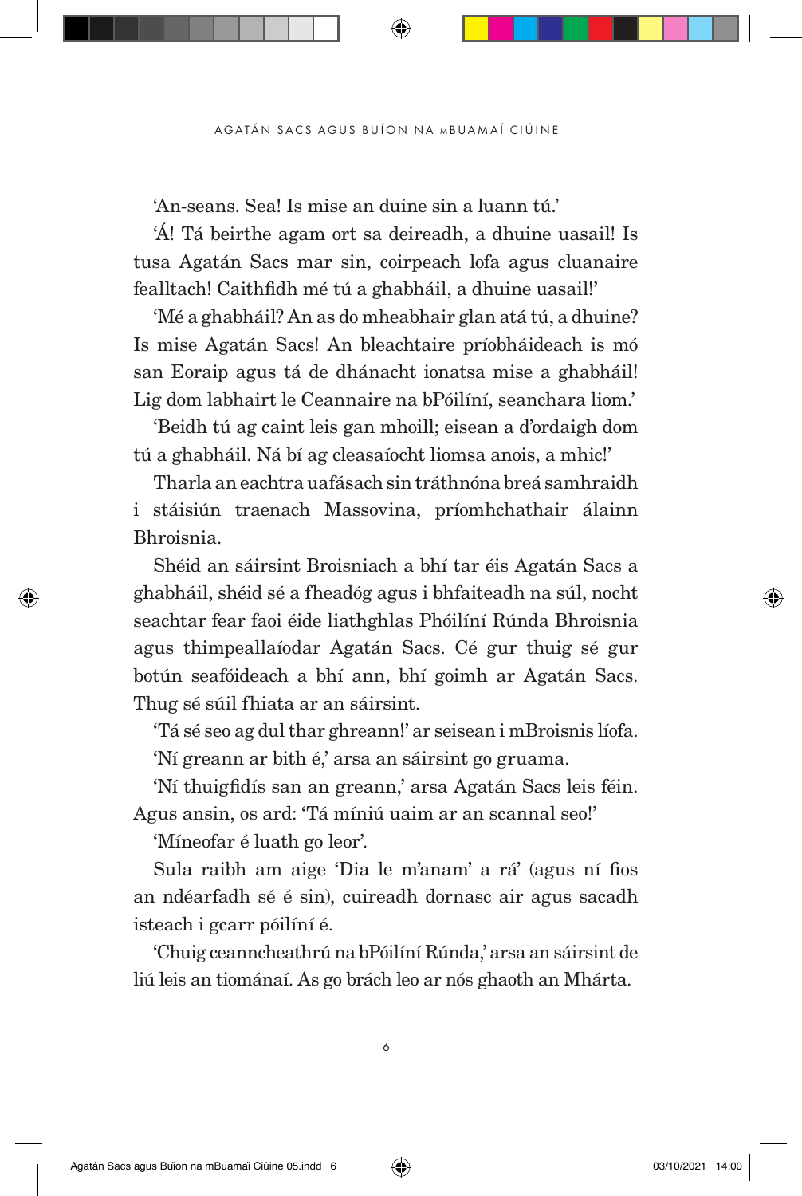'An-seans. Sea! Is mise an duine sin a luann tú.'

'Á! Tá beirthe agam ort sa deireadh, a dhuine uasail! Is tusa Agatán Sacs mar sin, coirpeach lofa agus cluanaire fealltach! Caithfidh mé tú a ghabháil, a dhuine uasail!'

'Mé a ghabháil? An as do mheabhair glan atá tú, a dhuine? Is mise Agatán Sacs! An bleachtaire príobháideach is mó san Eoraip agus tá de dhánacht ionatsa mise a ghabháil! Lig dom labhairt le Ceannaire na bPóilíní, seanchara liom.'

'Beidh tú ag caint leis gan mhoill; eisean a d'ordaigh dom tú a ghabháil. Ná bí ag cleasaíocht liomsa anois, a mhic!'

Tharla an eachtra uafásach sin tráthnóna breá samhraidh i stáisiún traenach Massovina, príomhchathair álainn Bhroisnia.

Shéid an sáirsint Broisniach a bhí tar éis Agatán Sacs a ghabháil, shéid sé a fheadóg agus i bhfaiteadh na súl, nocht seachtar fear faoi éide liathghlas Phóilíní Rúnda Bhroisnia agus thimpeallaíodar Agatán Sacs. Cé gur thuig sé gur botún seafóideach a bhí ann, bhí goimh ar Agatán Sacs. Thug sé súil fhiata ar an sáirsint.

'Tá sé seo ag dul thar ghreann!' ar seisean i mBroisnis líofa.

'Ní greann ar bith é,' arsa an sáirsint go gruama.

'Ní thuigfidís san an greann,' arsa Agatán Sacs leis féin. Agus ansin, os ard: 'Tá míniú uaim ar an scannal seo!'

'Míneofar é luath go leor'.

Sula raibh am aige 'Dia le m'anam' a rá' (agus ní fios an ndéarfadh sé é sin), cuireadh dornasc air agus sacadh isteach i gcarr póilíní é.

'Chuig ceanncheathrú na bPóilíní Rúnda,' arsa an sáirsint de liú leis an tiománaí. As go brách leo ar nós ghaoth an Mhárta.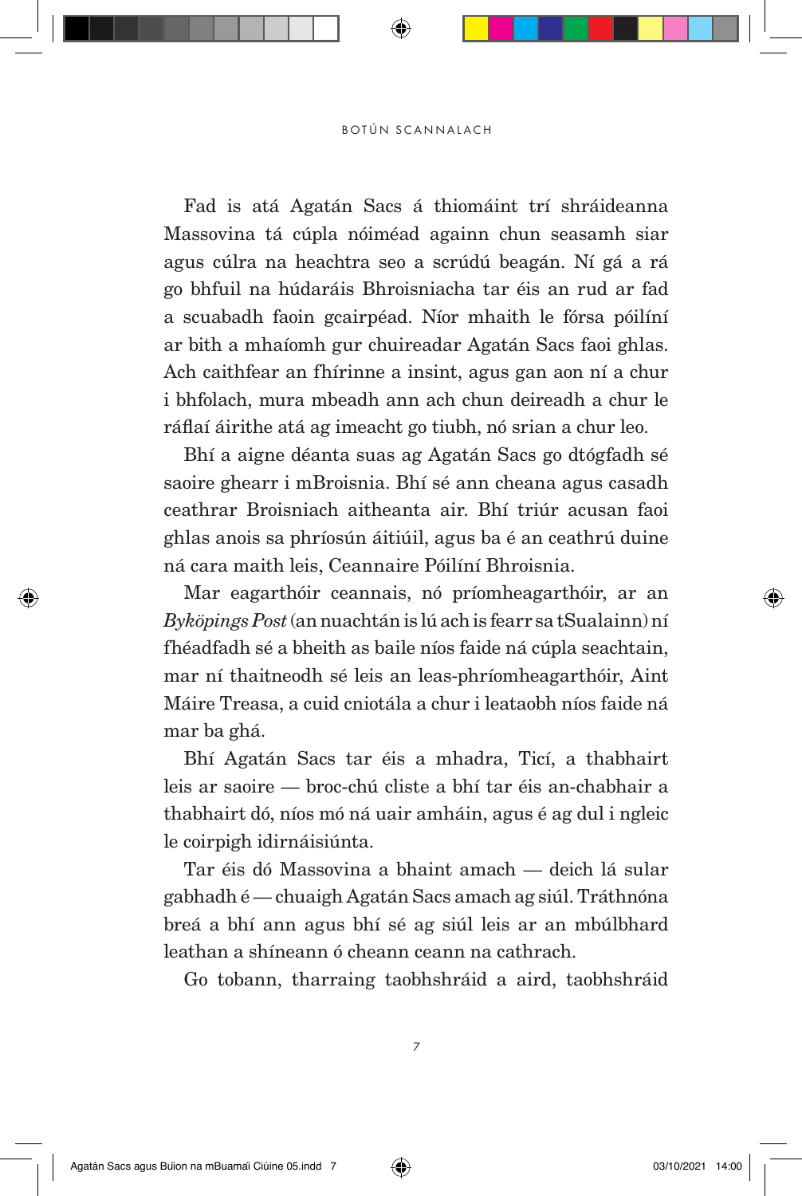Fad is atá Agatán Sacs á thiomáint trí shráideanna Massovina tá cúpla nóiméad againn chun seasamh siar agus cúlra na heachtra seo a scrúdú beagán. Ní gá a rá go bhfuil na húdaráis Bhroisniacha tar éis an rud ar fad a scuabadh faoin gcairpéad. Níor mhaith le fórsa póilíní ar bith a mhaíomh gur chuireadar Agatán Sacs faoi ghlas. Ach caithfear an fhírinne a insint, agus gan aon ní a chur i bhfolach, mura mbeadh ann ach chun deireadh a chur le ráflaí áirithe atá ag imeacht go tiubh, nó srian a chur leo.

Bhí a aigne déanta suas ag Agatán Sacs go dtógfadh sé saoire ghearr i mBroisnia. Bhí sé ann cheana agus casadh ceathrar Broisniach aitheanta air. Bhí triúr acusan faoi ghlas anois sa phríosún áitiúil, agus ba é an ceathrú duine ná cara maith leis, Ceannaire Póilíní Bhroisnia.

Mar eagarthóir ceannais, nó príomheagarthóir, ar an *Byköpings Post* (an nuachtán is lú ach is fearr sa tSualainn) ní fhéadfadh sé a bheith as baile níos faide ná cúpla seachtain, mar ní thaitneodh sé leis an leas-phríomheagarthóir, Aint Máire Treasa, a cuid cniotála a chur i leataobh níos faide ná mar ba ghá.

Bhí Agatán Sacs tar éis a mhadra, Ticí, a thabhairt leis ar saoire — broc-chú cliste a bhí tar éis an-chabhair a thabhairt dó, níos mó ná uair amháin, agus é ag dul i ngleic le coirpigh idirnáisiúnta.

Tar éis dó Massovina a bhaint amach — deich lá sular gabhadh é — chuaigh Agatán Sacs amach ag siúl. Tráthnóna breá a bhí ann agus bhí sé ag siúl leis ar an mbúlbhard leathan a shíneann ó cheann ceann na cathrach.

Go tobann, tharraing taobhshráid a aird, taobhshráid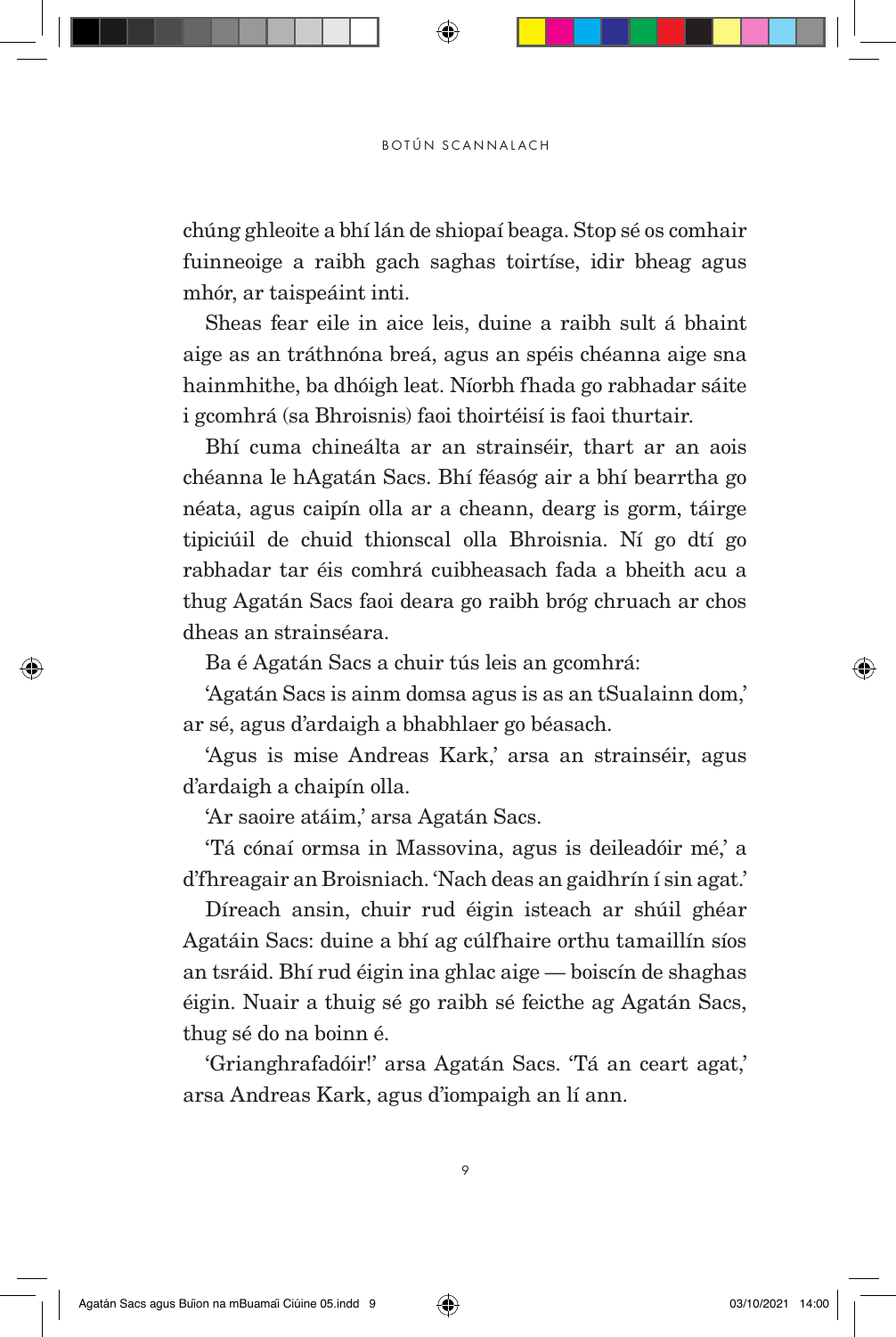chúng ghleoite a bhí lán de shiopaí beaga. Stop sé os comhair fuinneoige a raibh gach saghas toirtíse, idir bheag agus mhór, ar taispeáint inti.

Sheas fear eile in aice leis, duine a raibh sult á bhaint aige as an tráthnóna breá, agus an spéis chéanna aige sna hainmhithe, ba dhóigh leat. Níorbh fhada go rabhadar sáite i gcomhrá (sa Bhroisnis) faoi thoirtéisí is faoi thurtair.

Bhí cuma chineálta ar an strainséir, thart ar an aois chéanna le hAgatán Sacs. Bhí féasóg air a bhí bearrtha go néata, agus caipín olla ar a cheann, dearg is gorm, táirge tipiciúil de chuid thionscal olla Bhroisnia. Ní go dtí go rabhadar tar éis comhrá cuibheasach fada a bheith acu a thug Agatán Sacs faoi deara go raibh bróg chruach ar chos dheas an strainséara.

Ba é Agatán Sacs a chuir tús leis an gcomhrá:

'Agatán Sacs is ainm domsa agus is as an tSualainn dom,' ar sé, agus d'ardaigh a bhabhlaer go béasach.

'Agus is mise Andreas Kark,' arsa an strainséir, agus d'ardaigh a chaipín olla.

'Ar saoire atáim,' arsa Agatán Sacs.

'Tá cónaí ormsa in Massovina, agus is deileadóir mé,' a d'fhreagair an Broisniach. 'Nach deas an gaidhrín í sin agat.'

Díreach ansin, chuir rud éigin isteach ar shúil ghéar Agatáin Sacs: duine a bhí ag cúlfhaire orthu tamaillín síos an tsráid. Bhí rud éigin ina ghlac aige — boiscín de shaghas éigin. Nuair a thuig sé go raibh sé feicthe ag Agatán Sacs, thug sé do na boinn é.

'Grianghrafadóir!' arsa Agatán Sacs. 'Tá an ceart agat,' arsa Andreas Kark, agus d'iompaigh an lí ann.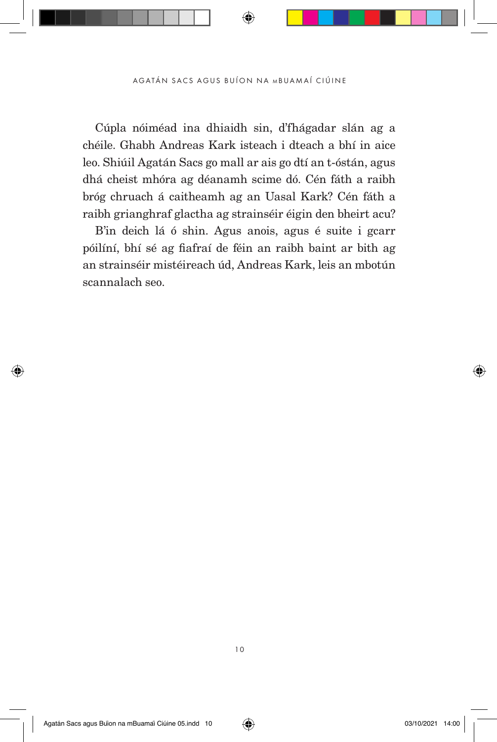Cúpla nóiméad ina dhiaidh sin, d'fhágadar slán ag a chéile. Ghabh Andreas Kark isteach i dteach a bhí in aice leo. Shiúil Agatán Sacs go mall ar ais go dtí an t-óstán, agus dhá cheist mhóra ag déanamh scime dó. Cén fáth a raibh bróg chruach á caitheamh ag an Uasal Kark? Cén fáth a raibh grianghraf glactha ag strainséir éigin den bheirt acu?

B'in deich lá ó shin. Agus anois, agus é suite i gcarr póilíní, bhí sé ag fiafraí de féin an raibh baint ar bith ag an strainséir mistéireach úd, Andreas Kark, leis an mbotún scannalach seo.